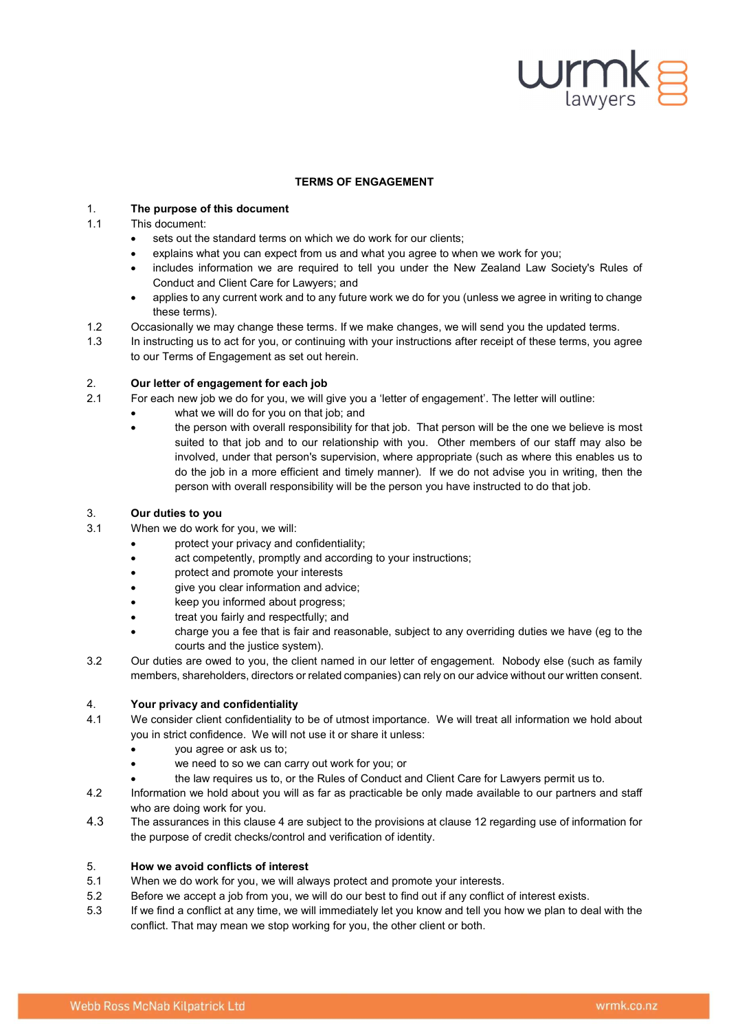# TERMS OF ENGAGEMENT

## 1. The purpose of this document

1.1 This document:

- sets out the standard terms on which we do work for our clients;
- explains what you can expect from us and what you agree to when we work for you;
- includes information we are required to tell you under the New Zealand Law Society's Rules of Conduct and Client Care for Lawyers; and
- applies to any current work and to any future work we do for you (unless we agree in writing to change these terms).

1.2 Occasionally we may change these terms. If we make changes, we will send you the updated terms.

1.3 In instructing us to act for you, or continuing with your instructions after receipt of these terms, you agree to our Terms of Engagement as set out herein.

## 2. Our letter of engagement for each job

2.1 For each new job we do for you, we will give you a 'letter of engagement'. The letter will outline:

- what we will do for you on that job; and
- the person with overall responsibility for that job. That person will be the one we believe is most suited to that job and to our relationship with you. Other members of our staff may also be involved, under that person's supervision, where appropriate (such as where this enables us to do the job in a more efficient and timely manner). If we do not advise you in writing, then the person with overall responsibility will be the person you have instructed to do that job.

## 3. Our duties to you

3.1 When we do work for you, we will:

- protect your privacy and confidentiality;
- act competently, promptly and according to your instructions;
- protect and promote your interests
- give you clear information and advice;
- keep you informed about progress;
- treat you fairly and respectfully; and
- charge you a fee that is fair and reasonable, subject to any overriding duties we have (eg to the courts and the justice system).

3.2 Our duties are owed to you, the client named in our letter of engagement. Nobody else (such as family members, shareholders, directors or related companies) can rely on our advice without our written consent.

## 4. Your privacy and confidentiality

4.1 We consider client confidentiality to be of utmost importance. We will treat all information we hold about you in strict confidence. We will not use it or share it unless:

- you agree or ask us to;
- we need to so we can carry out work for you; or
- the law requires us to, or the Rules of Conduct and Client Care for Lawyers permit us to.

4.2 Information we hold about you will as far as practicable be only made available to our partners and staff who are doing work for you.

4.3 The assurances in this clause 4 are subject to the provisions at clause 12 regarding use of information for the purpose of credit checks/control and verification of identity.

## 5. How we avoid conflicts of interest

5.1 When we do work for you, we will always protect and promote your interests.

5.2 Before we accept a job from you, we will do our best to find out if any conflict of interest exists.

5.3 If we find a conflict at any time, we will immediately let you know and tell you how we plan to deal with the conflict. That may mean we stop working for you, the other client or both.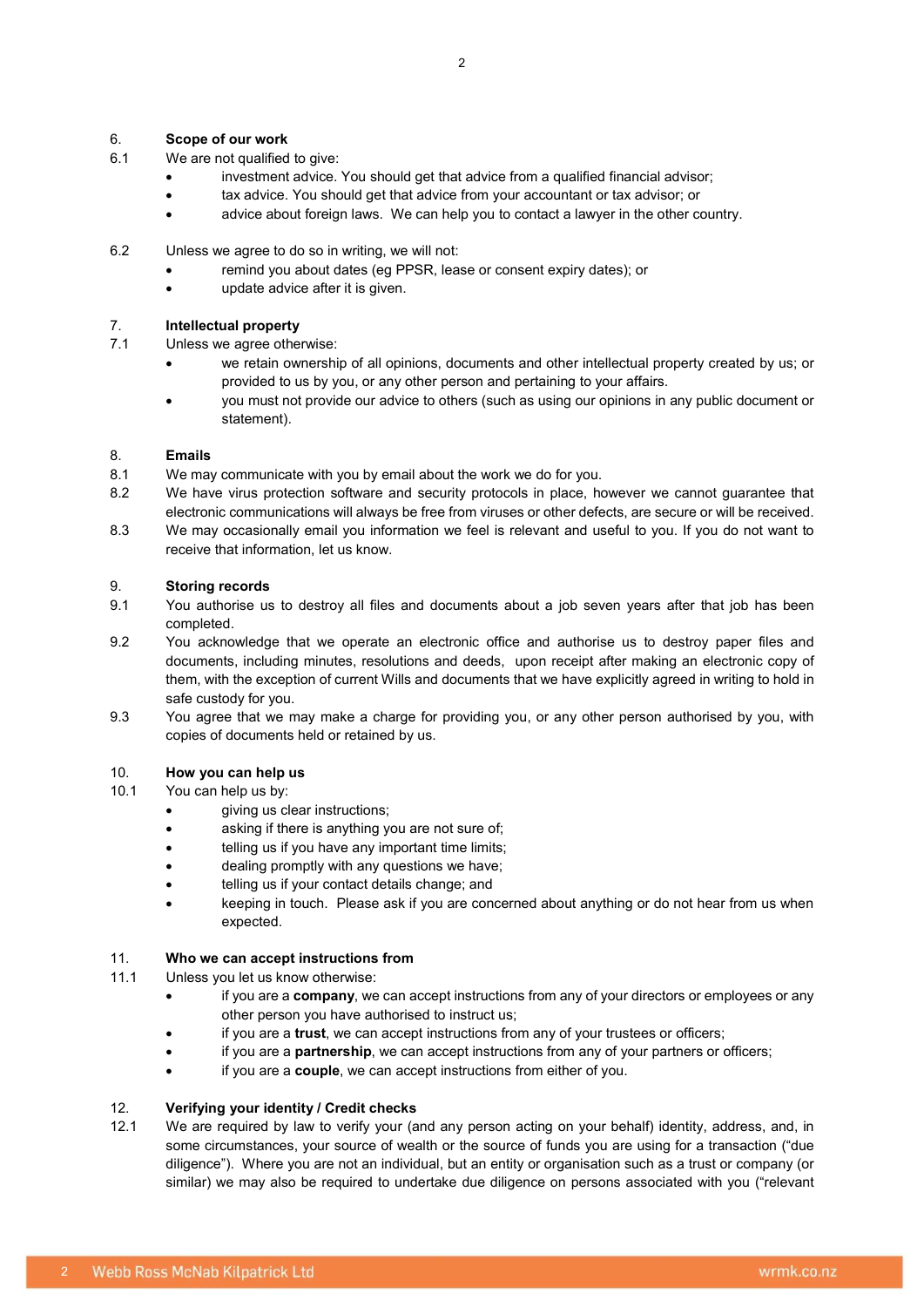## 6. Scope of our work

6.1 We are not qualified to give:

- investment advice. You should get that advice from a qualified financial advisor;
- tax advice. You should get that advice from your accountant or tax advisor; or
- advice about foreign laws. We can help you to contact a lawyer in the other country.

6.2 Unless we agree to do so in writing, we will not:

- remind you about dates (eg PPSR, lease or consent expiry dates); or
- update advice after it is given.

## 7. Intellectual property

7.1 Unless we agree otherwise:

- we retain ownership of all opinions, documents and other intellectual property created by us; or provided to us by you, or any other person and pertaining to your affairs.
- you must not provide our advice to others (such as using our opinions in any public document or statement).

## 8. Emails

8.1 We may communicate with you by email about the work we do for you.

8.2 We have virus protection software and security protocols in place, however we cannot guarantee that electronic communications will always be free from viruses or other defects, are secure or will be received.

8.3 We may occasionally email you information we feel is relevant and useful to you. If you do not want to receive that information, let us know.

## 9. Storing records

9.1 You authorise us to destroy all files and documents about a job seven years after that job has been completed.

9.2 You acknowledge that we operate an electronic office and authorise us to destroy paper files and documents, including minutes, resolutions and deeds, upon receipt after making an electronic copy of them, with the exception of current Wills and documents that we have explicitly agreed in writing to hold in safe custody for you.

9.3 You agree that we may make a charge for providing you, or any other person authorised by you, with copies of documents held or retained by us.

## 10. How you can help us

10.1 You can help us by:

- giving us clear instructions;
- asking if there is anything you are not sure of;
- telling us if you have any important time limits;
- dealing promptly with any questions we have;
- telling us if your contact details change; and
- keeping in touch. Please ask if you are concerned about anything or do not hear from us when expected.

## 11. Who we can accept instructions from

11.1 Unless you let us know otherwise:

- if you are a **company**, we can accept instructions from any of your directors or employees or any other person you have authorised to instruct us;
- if you are a **trust**, we can accept instructions from any of your trustees or officers;
- if you are a **partnership**, we can accept instructions from any of your partners or officers;
- if you are a **couple**, we can accept instructions from either of you.

## 12. Verifying your identity / Credit checks

12.1 We are required by law to verify your (and any person acting on your behalf) identity, address, and, in some circumstances, your source of wealth or the source of funds you are using for a transaction ("due diligence"). Where you are not an individual, but an entity or organisation such as a trust or company (or similar) we may also be required to undertake due diligence on persons associated with you ("relevant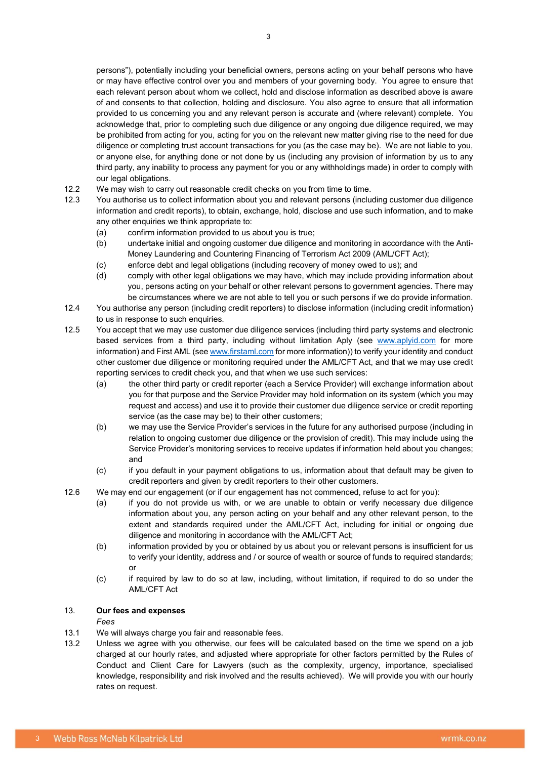persons"), potentially including your beneficial owners, persons acting on your behalf persons who have or may have effective control over you and members of your governing body. You agree to ensure that each relevant person about whom we collect, hold and disclose information as described above is aware of and consents to that collection, holding and disclosure. You also agree to ensure that all information provided to us concerning you and any relevant person is accurate and (where relevant) complete. You acknowledge that, prior to completing such due diligence or any ongoing due diligence required, we may be prohibited from acting for you, acting for you on the relevant new matter giving rise to the need for due diligence or completing trust account transactions for you (as the case may be). We are not liable to you, or anyone else, for anything done or not done by us (including any provision of information by us to any third party, any inability to process any payment for you or any withholdings made) in order to comply with our legal obligations.

12.2 We may wish to carry out reasonable credit checks on you from time to time.

12.3 You authorise us to collect information about you and relevant persons (including customer due diligence information and credit reports), to obtain, exchange, hold, disclose and use such information, and to make any other enquiries we think appropriate to:

(a) confirm information provided to us about you is true;

(b) undertake initial and ongoing customer due diligence and monitoring in accordance with the Anti-Money Laundering and Countering Financing of Terrorism Act 2009 (AML/CFT Act);

(c) enforce debt and legal obligations (including recovery of money owed to us); and

(d) comply with other legal obligations we may have, which may include providing information about you, persons acting on your behalf or other relevant persons to government agencies. There may be circumstances where we are not able to tell you or such persons if we do provide information.

12.4 You authorise any person (including credit reporters) to disclose information (including credit information) to us in response to such enquiries.

12.5 You accept that we may use customer due diligence services (including third party systems and electronic based services from a third party, including without limitation Aply (see www.aplyid.com for more information) and First AML (see www.firstaml.com for more information)) to verify your identity and conduct other customer due diligence or monitoring required under the AML/CFT Act, and that we may use credit reporting services to credit check you, and that when we use such services:

(a) the other third party or credit reporter (each a Service Provider) will exchange information about you for that purpose and the Service Provider may hold information on its system (which you may request and access) and use it to provide their customer due diligence service or credit reporting service (as the case may be) to their other customers;

(b) we may use the Service Provider's services in the future for any authorised purpose (including in relation to ongoing customer due diligence or the provision of credit). This may include using the Service Provider's monitoring services to receive updates if information held about you changes; and

(c) if you default in your payment obligations to us, information about that default may be given to credit reporters and given by credit reporters to their other customers.

12.6 We may end our engagement (or if our engagement has not commenced, refuse to act for you):

(a) if you do not provide us with, or we are unable to obtain or verify necessary due diligence information about you, any person acting on your behalf and any other relevant person, to the extent and standards required under the AML/CFT Act, including for initial or ongoing due diligence and monitoring in accordance with the AML/CFT Act;

(b) information provided by you or obtained by us about you or relevant persons is insufficient for us to verify your identity, address and / or source of wealth or source of funds to required standards; or

(c) if required by law to do so at law, including, without limitation, if required to do so under the AML/CFT Act

## 13. Our fees and expenses

*Fees*

13.1 We will always charge you fair and reasonable fees.

13.2 Unless we agree with you otherwise, our fees will be calculated based on the time we spend on a job charged at our hourly rates, and adjusted where appropriate for other factors permitted by the Rules of Conduct and Client Care for Lawyers (such as the complexity, urgency, importance, specialised knowledge, responsibility and risk involved and the results achieved). We will provide you with our hourly rates on request.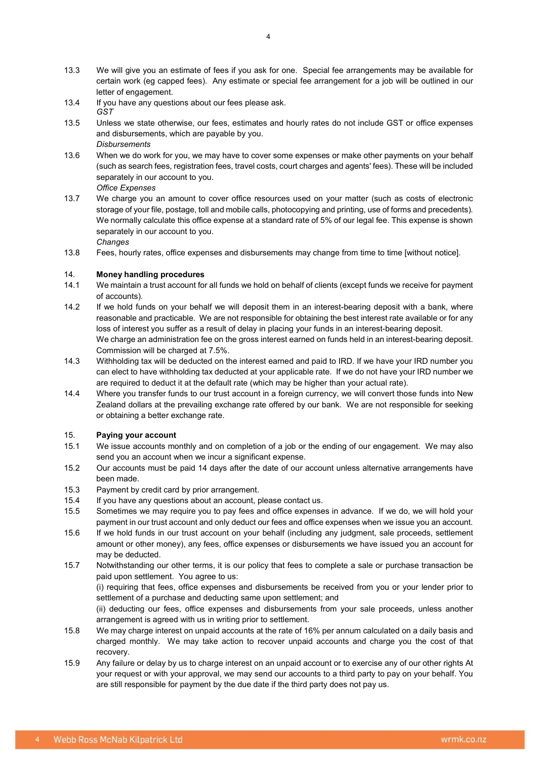13.3 We will give you an estimate of fees if you ask for one. Special fee arrangements may be available for certain work (eg capped fees). Any estimate or special fee arrangement for a job will be outlined in our letter of engagement.

13.4 If you have any questions about our fees please ask.

*GST*

13.5 Unless we state otherwise, our fees, estimates and hourly rates do not include GST or office expenses and disbursements, which are payable by you.

*Disbursements*

13.6 When we do work for you, we may have to cover some expenses or make other payments on your behalf (such as search fees, registration fees, travel costs, court charges and agents' fees). These will be included separately in our account to you.

*Office Expenses*

13.7 We charge you an amount to cover office resources used on your matter (such as costs of electronic storage of your file, postage, toll and mobile calls, photocopying and printing, use of forms and precedents). We normally calculate this office expense at a standard rate of 5% of our legal fee. This expense is shown separately in our account to you.

*Changes*

13.8 Fees, hourly rates, office expenses and disbursements may change from time to time [without notice].

## 14. Money handling procedures

14.1 We maintain a trust account for all funds we hold on behalf of clients (except funds we receive for payment of accounts).

14.2 If we hold funds on your behalf we will deposit them in an interest-bearing deposit with a bank, where reasonable and practicable. We are not responsible for obtaining the best interest rate available or for any loss of interest you suffer as a result of delay in placing your funds in an interest-bearing deposit.
We charge an administration fee on the gross interest earned on funds held in an interest-bearing deposit. Commission will be charged at 7.5%.

14.3 Withholding tax will be deducted on the interest earned and paid to IRD. If we have your IRD number you can elect to have withholding tax deducted at your applicable rate. If we do not have your IRD number we are required to deduct it at the default rate (which may be higher than your actual rate).

14.4 Where you transfer funds to our trust account in a foreign currency, we will convert those funds into New Zealand dollars at the prevailing exchange rate offered by our bank. We are not responsible for seeking or obtaining a better exchange rate.

## 15. Paying your account

15.1 We issue accounts monthly and on completion of a job or the ending of our engagement. We may also send you an account when we incur a significant expense.

15.2 Our accounts must be paid 14 days after the date of our account unless alternative arrangements have been made.

15.3 Payment by credit card by prior arrangement.

15.4 If you have any questions about an account, please contact us.

15.5 Sometimes we may require you to pay fees and office expenses in advance. If we do, we will hold your payment in our trust account and only deduct our fees and office expenses when we issue you an account.

15.6 If we hold funds in our trust account on your behalf (including any judgment, sale proceeds, settlement amount or other money), any fees, office expenses or disbursements we have issued you an account for may be deducted.

15.7 Notwithstanding our other terms, it is our policy that fees to complete a sale or purchase transaction be paid upon settlement. You agree to us:
(i) requiring that fees, office expenses and disbursements be received from you or your lender prior to settlement of a purchase and deducting same upon settlement; and
(ii) deducting our fees, office expenses and disbursements from your sale proceeds, unless another arrangement is agreed with us in writing prior to settlement.

15.8 We may charge interest on unpaid accounts at the rate of 16% per annum calculated on a daily basis and charged monthly. We may take action to recover unpaid accounts and charge you the cost of that recovery.

15.9 Any failure or delay by us to charge interest on an unpaid account or to exercise any of our other rights At your request or with your approval, we may send our accounts to a third party to pay on your behalf. You are still responsible for payment by the due date if the third party does not pay us.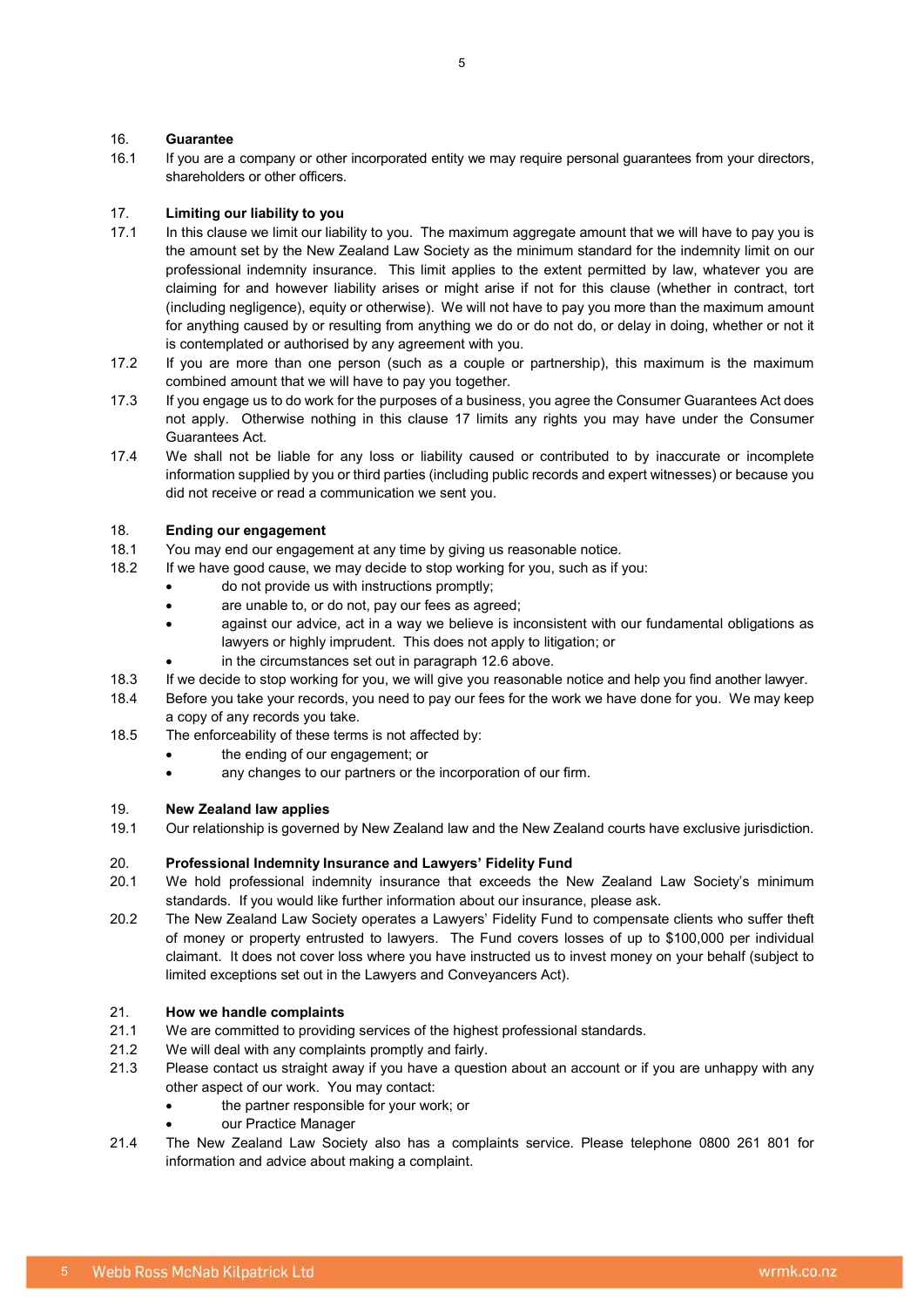## 16. Guarantee

16.1 If you are a company or other incorporated entity we may require personal guarantees from your directors, shareholders or other officers.

## 17. Limiting our liability to you

17.1 In this clause we limit our liability to you. The maximum aggregate amount that we will have to pay you is the amount set by the New Zealand Law Society as the minimum standard for the indemnity limit on our professional indemnity insurance. This limit applies to the extent permitted by law, whatever you are claiming for and however liability arises or might arise if not for this clause (whether in contract, tort (including negligence), equity or otherwise). We will not have to pay you more than the maximum amount for anything caused by or resulting from anything we do or do not do, or delay in doing, whether or not it is contemplated or authorised by any agreement with you.

17.2 If you are more than one person (such as a couple or partnership), this maximum is the maximum combined amount that we will have to pay you together.

17.3 If you engage us to do work for the purposes of a business, you agree the Consumer Guarantees Act does not apply. Otherwise nothing in this clause 17 limits any rights you may have under the Consumer Guarantees Act.

17.4 We shall not be liable for any loss or liability caused or contributed to by inaccurate or incomplete information supplied by you or third parties (including public records and expert witnesses) or because you did not receive or read a communication we sent you.

## 18. Ending our engagement

18.1 You may end our engagement at any time by giving us reasonable notice.

18.2 If we have good cause, we may decide to stop working for you, such as if you:

- do not provide us with instructions promptly;
- are unable to, or do not, pay our fees as agreed;
- against our advice, act in a way we believe is inconsistent with our fundamental obligations as lawyers or highly imprudent. This does not apply to litigation; or
- in the circumstances set out in paragraph 12.6 above.

18.3 If we decide to stop working for you, we will give you reasonable notice and help you find another lawyer.

18.4 Before you take your records, you need to pay our fees for the work we have done for you. We may keep a copy of any records you take.

18.5 The enforceability of these terms is not affected by:

- the ending of our engagement; or
- any changes to our partners or the incorporation of our firm.

## 19. New Zealand law applies

19.1 Our relationship is governed by New Zealand law and the New Zealand courts have exclusive jurisdiction.

## 20. Professional Indemnity Insurance and Lawyers' Fidelity Fund

20.1 We hold professional indemnity insurance that exceeds the New Zealand Law Society's minimum standards. If you would like further information about our insurance, please ask.

20.2 The New Zealand Law Society operates a Lawyers' Fidelity Fund to compensate clients who suffer theft of money or property entrusted to lawyers. The Fund covers losses of up to $100,000 per individual claimant. It does not cover loss where you have instructed us to invest money on your behalf (subject to limited exceptions set out in the Lawyers and Conveyancers Act).

## 21. How we handle complaints

21.1 We are committed to providing services of the highest professional standards.

21.2 We will deal with any complaints promptly and fairly.

21.3 Please contact us straight away if you have a question about an account or if you are unhappy with any other aspect of our work. You may contact:

- the partner responsible for your work; or
- our Practice Manager

21.4 The New Zealand Law Society also has a complaints service. Please telephone 0800 261 801 for information and advice about making a complaint.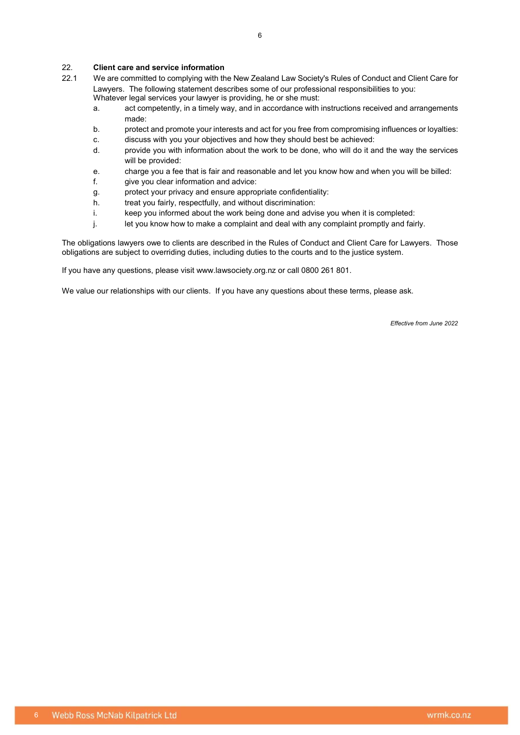## 22. Client care and service information

22.1 We are committed to complying with the New Zealand Law Society's Rules of Conduct and Client Care for Lawyers. The following statement describes some of our professional responsibilities to you:
Whatever legal services your lawyer is providing, he or she must:

a. act competently, in a timely way, and in accordance with instructions received and arrangements made:
b. protect and promote your interests and act for you free from compromising influences or loyalties:
c. discuss with you your objectives and how they should best be achieved:
d. provide you with information about the work to be done, who will do it and the way the services will be provided:
e. charge you a fee that is fair and reasonable and let you know how and when you will be billed:
f. give you clear information and advice:
g. protect your privacy and ensure appropriate confidentiality:
h. treat you fairly, respectfully, and without discrimination:
i. keep you informed about the work being done and advise you when it is completed:
j. let you know how to make a complaint and deal with any complaint promptly and fairly.

The obligations lawyers owe to clients are described in the Rules of Conduct and Client Care for Lawyers. Those obligations are subject to overriding duties, including duties to the courts and to the justice system.

If you have any questions, please visit www.lawsociety.org.nz or call 0800 261 801.

We value our relationships with our clients. If you have any questions about these terms, please ask.

*Effective from June 2022*